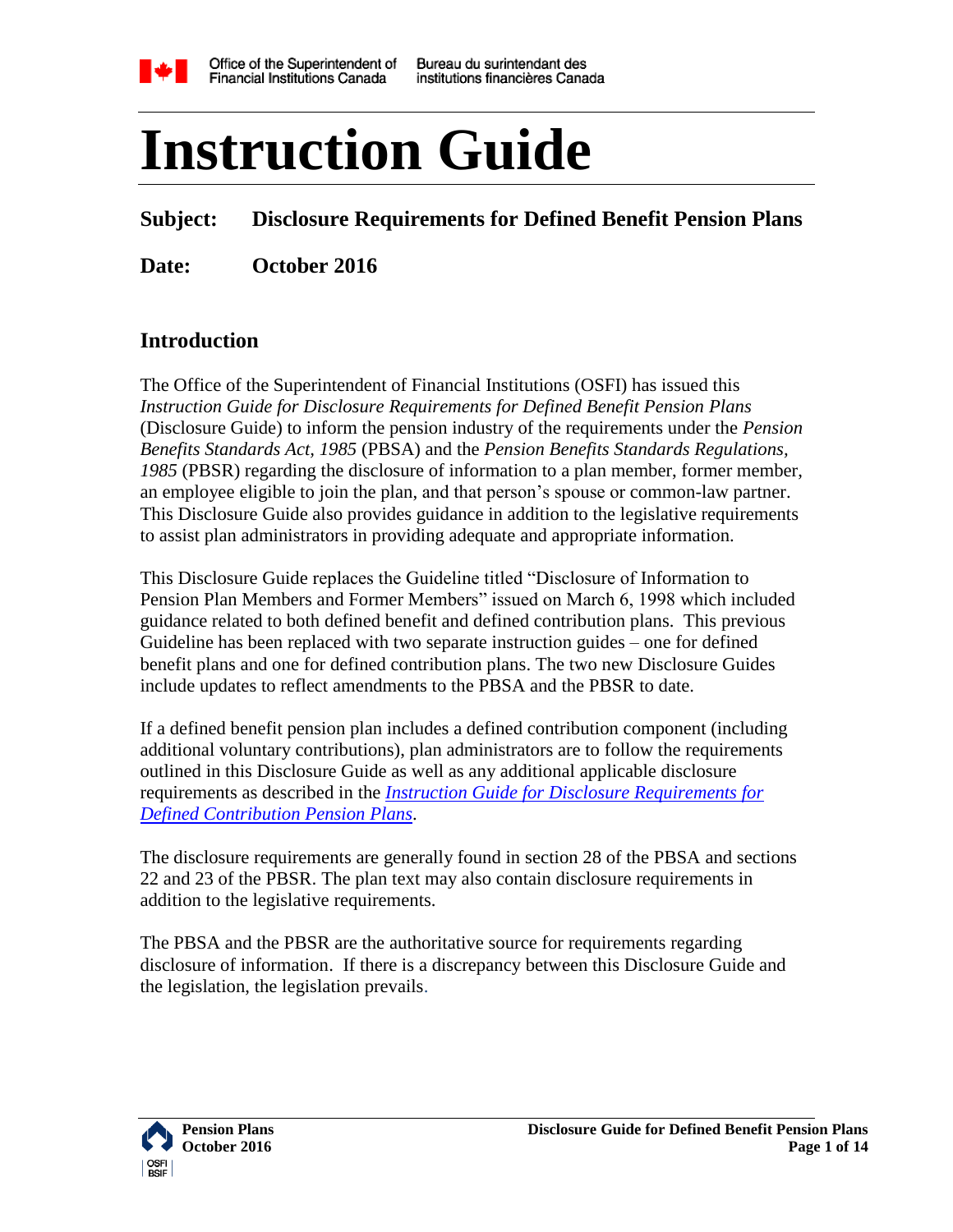Office of the Superintendent of Financial Institutions Canada | Bureau du surintendant des institutions financières Canada

# Instruction Guide

**Subject: Disclosure Requirements for Defined Benefit Pension Plans**

**Date: October 2016**

## Introduction

The Office of the Superintendent of Financial Institutions (OSFI) has issued this *Instruction Guide for Disclosure Requirements for Defined Benefit Pension Plans* (Disclosure Guide) to inform the pension industry of the requirements under the *Pension Benefits Standards Act, 1985* (PBSA) and the *Pension Benefits Standards Regulations, 1985* (PBSR) regarding the disclosure of information to a plan member, former member, an employee eligible to join the plan, and that person's spouse or common-law partner. This Disclosure Guide also provides guidance in addition to the legislative requirements to assist plan administrators in providing adequate and appropriate information.

This Disclosure Guide replaces the Guideline titled "Disclosure of Information to Pension Plan Members and Former Members" issued on March 6, 1998 which included guidance related to both defined benefit and defined contribution plans. This previous Guideline has been replaced with two separate instruction guides – one for defined benefit plans and one for defined contribution plans. The two new Disclosure Guides include updates to reflect amendments to the PBSA and the PBSR to date.

If a defined benefit pension plan includes a defined contribution component (including additional voluntary contributions), plan administrators are to follow the requirements outlined in this Disclosure Guide as well as any additional applicable disclosure requirements as described in the *Instruction Guide for Disclosure Requirements for Defined Contribution Pension Plans*.

The disclosure requirements are generally found in section 28 of the PBSA and sections 22 and 23 of the PBSR. The plan text may also contain disclosure requirements in addition to the legislative requirements.

The PBSA and the PBSR are the authoritative source for requirements regarding disclosure of information. If there is a discrepancy between this Disclosure Guide and the legislation, the legislation prevails.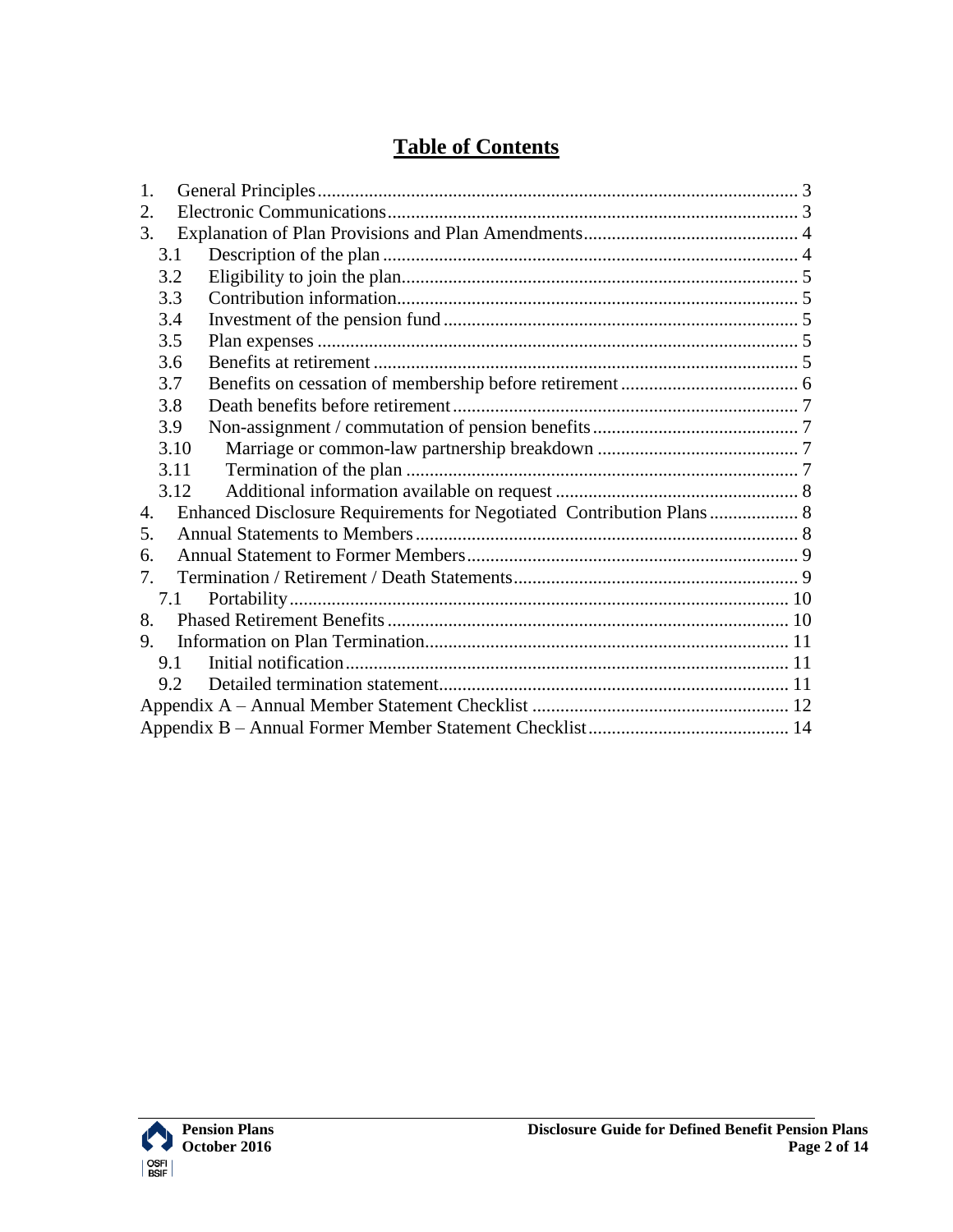# Table of Contents

1. General Principles ..... 3
2. Electronic Communications ..... 3
3. Explanation of Plan Provisions and Plan Amendments ..... 4
   - 3.1 Description of the plan ..... 4
   - 3.2 Eligibility to join the plan ..... 5
   - 3.3 Contribution information ..... 5
   - 3.4 Investment of the pension fund ..... 5
   - 3.5 Plan expenses ..... 5
   - 3.6 Benefits at retirement ..... 5
   - 3.7 Benefits on cessation of membership before retirement ..... 6
   - 3.8 Death benefits before retirement ..... 7
   - 3.9 Non-assignment / commutation of pension benefits ..... 7
   - 3.10 Marriage or common-law partnership breakdown ..... 7
   - 3.11 Termination of the plan ..... 7
   - 3.12 Additional information available on request ..... 8
4. Enhanced Disclosure Requirements for Negotiated Contribution Plans ..... 8
5. Annual Statements to Members ..... 8
6. Annual Statement to Former Members ..... 9
7. Termination / Retirement / Death Statements ..... 9
   - 7.1 Portability ..... 10
8. Phased Retirement Benefits ..... 10
9. Information on Plan Termination ..... 11
   - 9.1 Initial notification ..... 11
   - 9.2 Detailed termination statement ..... 11

Appendix A – Annual Member Statement Checklist ..... 12

Appendix B – Annual Former Member Statement Checklist ..... 14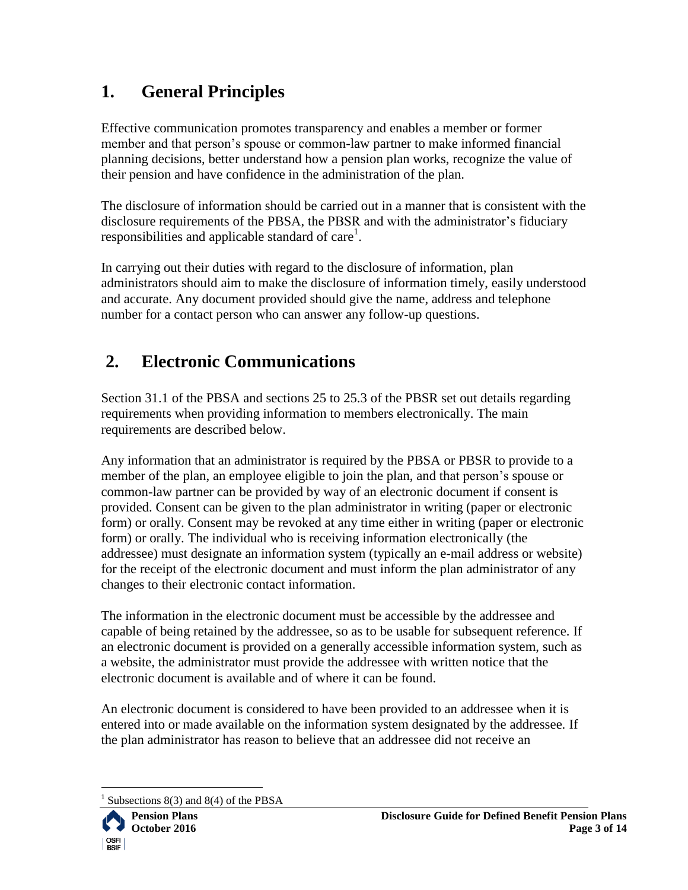# 1. General Principles

Effective communication promotes transparency and enables a member or former member and that person's spouse or common-law partner to make informed financial planning decisions, better understand how a pension plan works, recognize the value of their pension and have confidence in the administration of the plan.

The disclosure of information should be carried out in a manner that is consistent with the disclosure requirements of the PBSA, the PBSR and with the administrator's fiduciary responsibilities and applicable standard of care[1].

In carrying out their duties with regard to the disclosure of information, plan administrators should aim to make the disclosure of information timely, easily understood and accurate. Any document provided should give the name, address and telephone number for a contact person who can answer any follow-up questions.

# 2. Electronic Communications

Section 31.1 of the PBSA and sections 25 to 25.3 of the PBSR set out details regarding requirements when providing information to members electronically. The main requirements are described below.

Any information that an administrator is required by the PBSA or PBSR to provide to a member of the plan, an employee eligible to join the plan, and that person's spouse or common-law partner can be provided by way of an electronic document if consent is provided. Consent can be given to the plan administrator in writing (paper or electronic form) or orally. Consent may be revoked at any time either in writing (paper or electronic form) or orally. The individual who is receiving information electronically (the addressee) must designate an information system (typically an e-mail address or website) for the receipt of the electronic document and must inform the plan administrator of any changes to their electronic contact information.

The information in the electronic document must be accessible by the addressee and capable of being retained by the addressee, so as to be usable for subsequent reference. If an electronic document is provided on a generally accessible information system, such as a website, the administrator must provide the addressee with written notice that the electronic document is available and of where it can be found.

An electronic document is considered to have been provided to an addressee when it is entered into or made available on the information system designated by the addressee. If the plan administrator has reason to believe that an addressee did not receive an

---

[1] Subsections 8(3) and 8(4) of the PBSA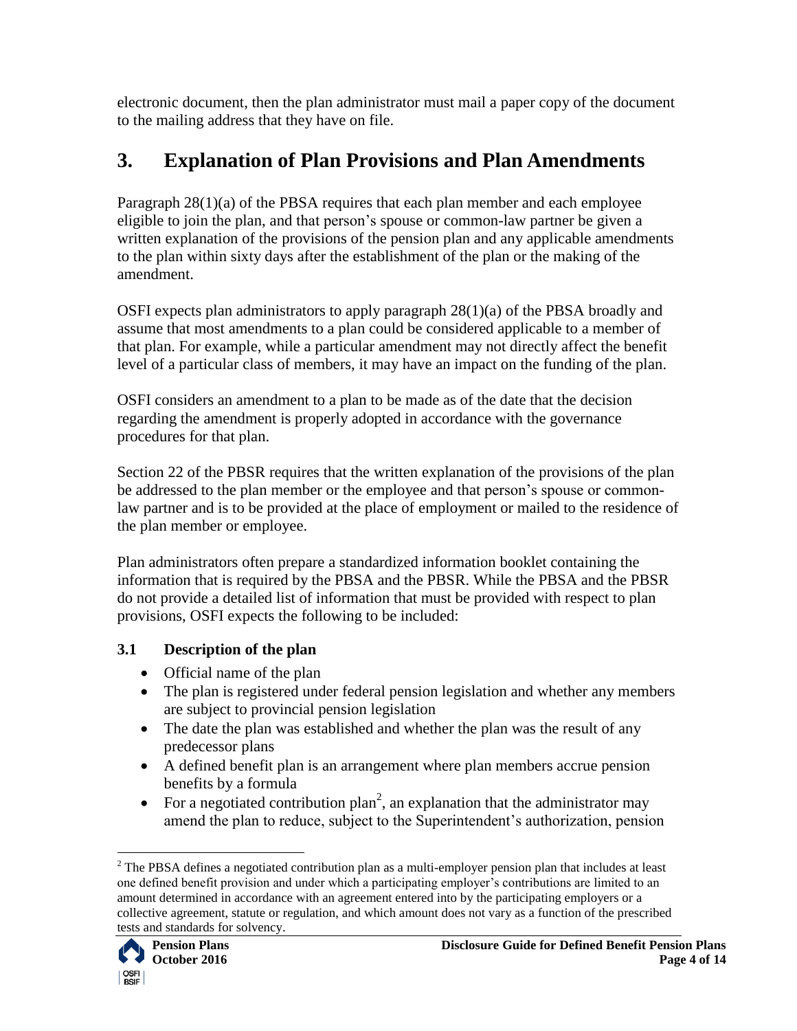electronic document, then the plan administrator must mail a paper copy of the document to the mailing address that they have on file.

# 3. Explanation of Plan Provisions and Plan Amendments

Paragraph 28(1)(a) of the PBSA requires that each plan member and each employee eligible to join the plan, and that person's spouse or common-law partner be given a written explanation of the provisions of the pension plan and any applicable amendments to the plan within sixty days after the establishment of the plan or the making of the amendment.

OSFI expects plan administrators to apply paragraph 28(1)(a) of the PBSA broadly and assume that most amendments to a plan could be considered applicable to a member of that plan. For example, while a particular amendment may not directly affect the benefit level of a particular class of members, it may have an impact on the funding of the plan.

OSFI considers an amendment to a plan to be made as of the date that the decision regarding the amendment is properly adopted in accordance with the governance procedures for that plan.

Section 22 of the PBSR requires that the written explanation of the provisions of the plan be addressed to the plan member or the employee and that person's spouse or common-law partner and is to be provided at the place of employment or mailed to the residence of the plan member or employee.

Plan administrators often prepare a standardized information booklet containing the information that is required by the PBSA and the PBSR. While the PBSA and the PBSR do not provide a detailed list of information that must be provided with respect to plan provisions, OSFI expects the following to be included:

## 3.1 Description of the plan

- Official name of the plan
- The plan is registered under federal pension legislation and whether any members are subject to provincial pension legislation
- The date the plan was established and whether the plan was the result of any predecessor plans
- A defined benefit plan is an arrangement where plan members accrue pension benefits by a formula
- For a negotiated contribution plan[2], an explanation that the administrator may amend the plan to reduce, subject to the Superintendent's authorization, pension

[2] The PBSA defines a negotiated contribution plan as a multi-employer pension plan that includes at least one defined benefit provision and under which a participating employer's contributions are limited to an amount determined in accordance with an agreement entered into by the participating employers or a collective agreement, statute or regulation, and which amount does not vary as a function of the prescribed tests and standards for solvency.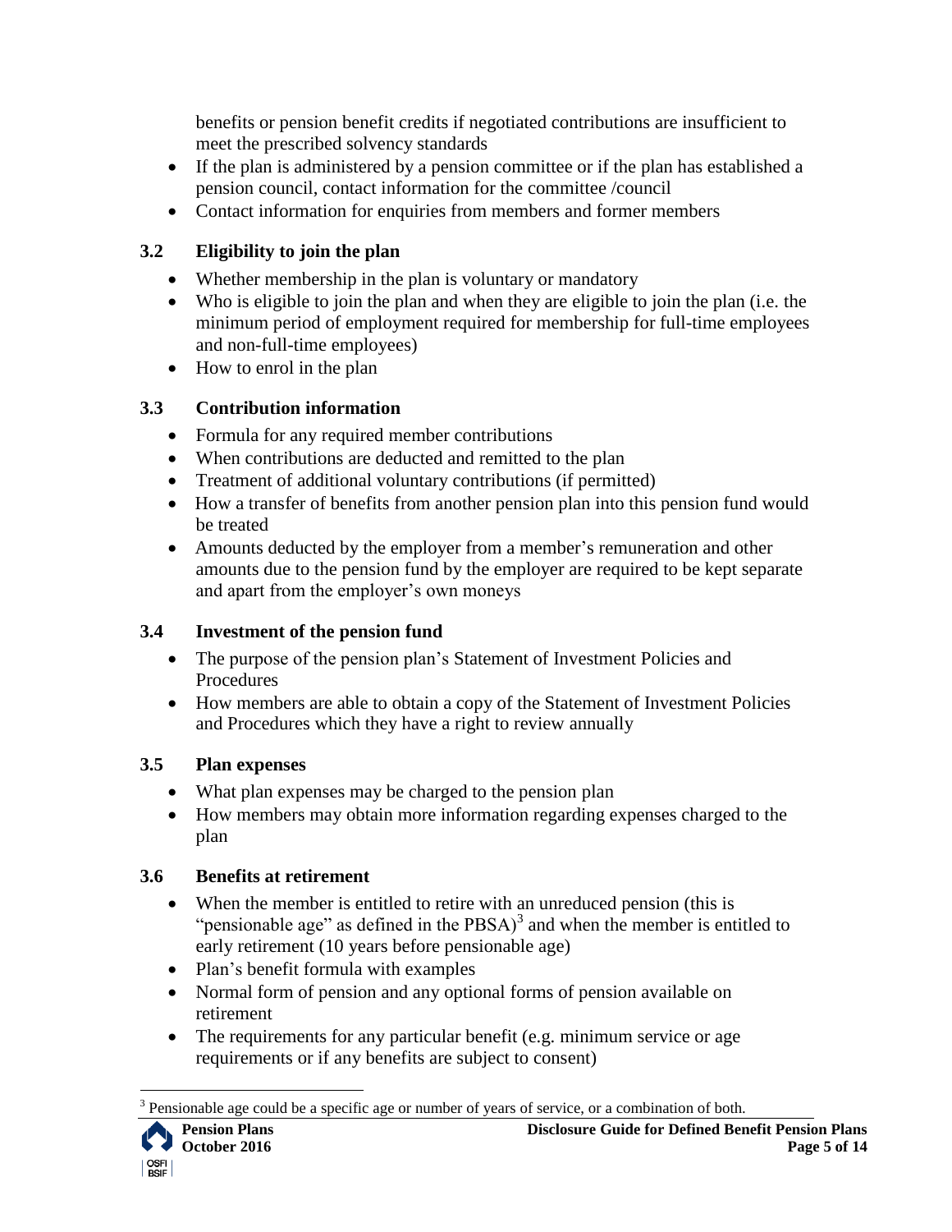benefits or pension benefit credits if negotiated contributions are insufficient to meet the prescribed solvency standards

- If the plan is administered by a pension committee or if the plan has established a pension council, contact information for the committee /council
- Contact information for enquiries from members and former members

### 3.2 Eligibility to join the plan

- Whether membership in the plan is voluntary or mandatory
- Who is eligible to join the plan and when they are eligible to join the plan (i.e. the minimum period of employment required for membership for full-time employees and non-full-time employees)
- How to enrol in the plan

### 3.3 Contribution information

- Formula for any required member contributions
- When contributions are deducted and remitted to the plan
- Treatment of additional voluntary contributions (if permitted)
- How a transfer of benefits from another pension plan into this pension fund would be treated
- Amounts deducted by the employer from a member's remuneration and other amounts due to the pension fund by the employer are required to be kept separate and apart from the employer's own moneys

### 3.4 Investment of the pension fund

- The purpose of the pension plan's Statement of Investment Policies and Procedures
- How members are able to obtain a copy of the Statement of Investment Policies and Procedures which they have a right to review annually

### 3.5 Plan expenses

- What plan expenses may be charged to the pension plan
- How members may obtain more information regarding expenses charged to the plan

### 3.6 Benefits at retirement

- When the member is entitled to retire with an unreduced pension (this is "pensionable age" as defined in the PBSA)[3] and when the member is entitled to early retirement (10 years before pensionable age)
- Plan's benefit formula with examples
- Normal form of pension and any optional forms of pension available on retirement
- The requirements for any particular benefit (e.g. minimum service or age requirements or if any benefits are subject to consent)

[3] Pensionable age could be a specific age or number of years of service, or a combination of both.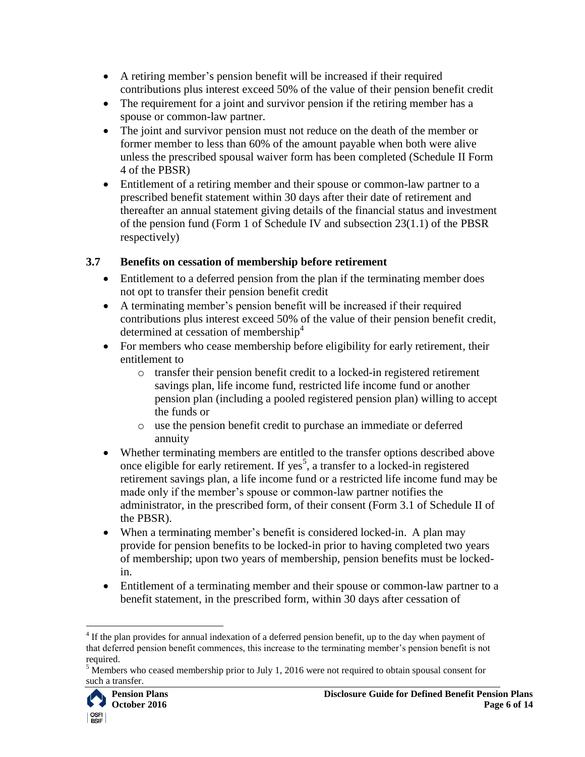- A retiring member's pension benefit will be increased if their required contributions plus interest exceed 50% of the value of their pension benefit credit
- The requirement for a joint and survivor pension if the retiring member has a spouse or common-law partner.
- The joint and survivor pension must not reduce on the death of the member or former member to less than 60% of the amount payable when both were alive unless the prescribed spousal waiver form has been completed (Schedule II Form 4 of the PBSR)
- Entitlement of a retiring member and their spouse or common-law partner to a prescribed benefit statement within 30 days after their date of retirement and thereafter an annual statement giving details of the financial status and investment of the pension fund (Form 1 of Schedule IV and subsection 23(1.1) of the PBSR respectively)

### 3.7 Benefits on cessation of membership before retirement

- Entitlement to a deferred pension from the plan if the terminating member does not opt to transfer their pension benefit credit
- A terminating member's pension benefit will be increased if their required contributions plus interest exceed 50% of the value of their pension benefit credit, determined at cessation of membership[4]
- For members who cease membership before eligibility for early retirement, their entitlement to
  - transfer their pension benefit credit to a locked-in registered retirement savings plan, life income fund, restricted life income fund or another pension plan (including a pooled registered pension plan) willing to accept the funds or
  - use the pension benefit credit to purchase an immediate or deferred annuity
- Whether terminating members are entitled to the transfer options described above once eligible for early retirement. If yes[5], a transfer to a locked-in registered retirement savings plan, a life income fund or a restricted life income fund may be made only if the member's spouse or common-law partner notifies the administrator, in the prescribed form, of their consent (Form 3.1 of Schedule II of the PBSR).
- When a terminating member's benefit is considered locked-in. A plan may provide for pension benefits to be locked-in prior to having completed two years of membership; upon two years of membership, pension benefits must be locked-in.
- Entitlement of a terminating member and their spouse or common-law partner to a benefit statement, in the prescribed form, within 30 days after cessation of

---

[4] If the plan provides for annual indexation of a deferred pension benefit, up to the day when payment of that deferred pension benefit commences, this increase to the terminating member's pension benefit is not required.

[5] Members who ceased membership prior to July 1, 2016 were not required to obtain spousal consent for such a transfer.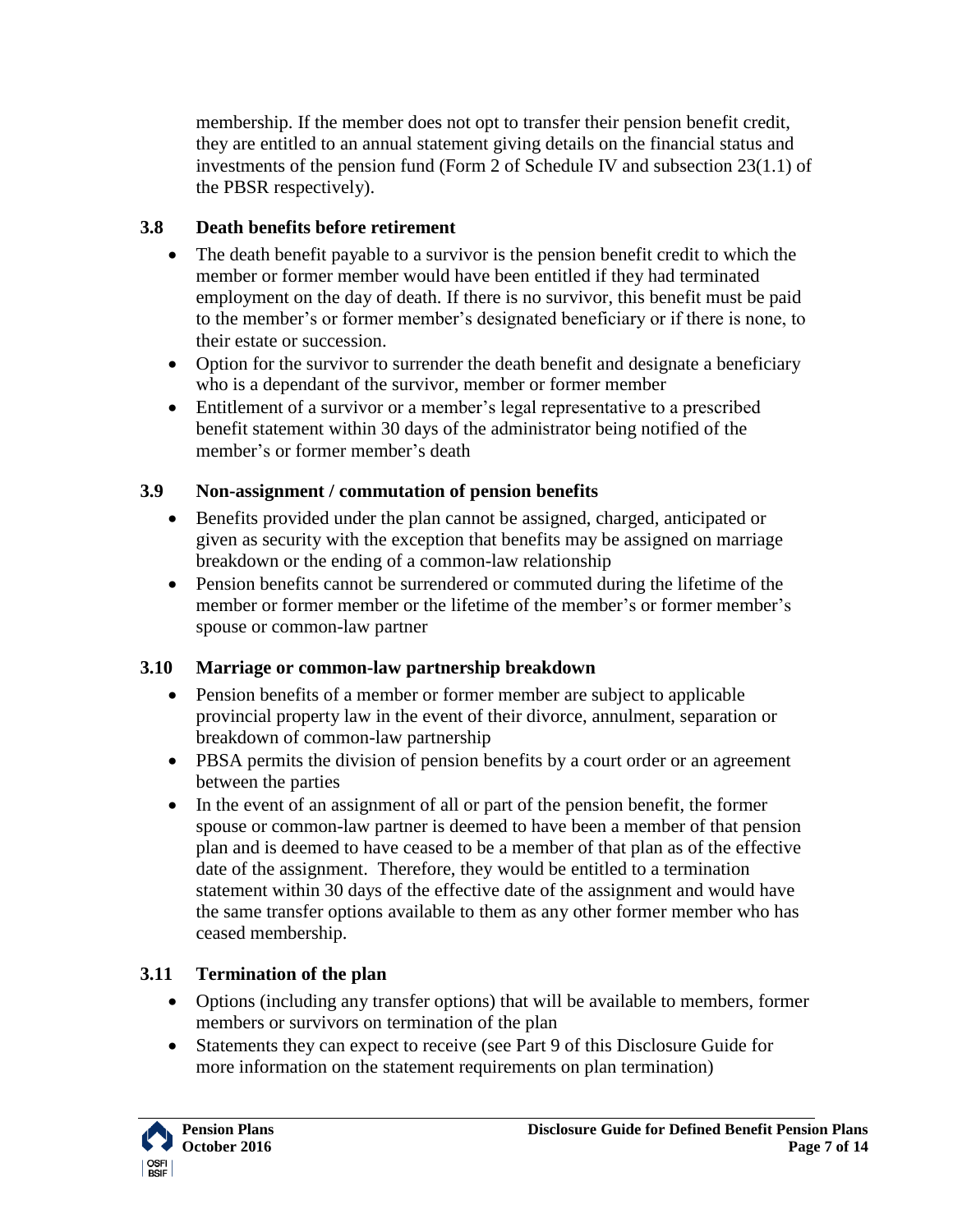membership. If the member does not opt to transfer their pension benefit credit, they are entitled to an annual statement giving details on the financial status and investments of the pension fund (Form 2 of Schedule IV and subsection 23(1.1) of the PBSR respectively).

### 3.8 Death benefits before retirement

- The death benefit payable to a survivor is the pension benefit credit to which the member or former member would have been entitled if they had terminated employment on the day of death. If there is no survivor, this benefit must be paid to the member's or former member's designated beneficiary or if there is none, to their estate or succession.
- Option for the survivor to surrender the death benefit and designate a beneficiary who is a dependant of the survivor, member or former member
- Entitlement of a survivor or a member's legal representative to a prescribed benefit statement within 30 days of the administrator being notified of the member's or former member's death

### 3.9 Non-assignment / commutation of pension benefits

- Benefits provided under the plan cannot be assigned, charged, anticipated or given as security with the exception that benefits may be assigned on marriage breakdown or the ending of a common-law relationship
- Pension benefits cannot be surrendered or commuted during the lifetime of the member or former member or the lifetime of the member's or former member's spouse or common-law partner

### 3.10 Marriage or common-law partnership breakdown

- Pension benefits of a member or former member are subject to applicable provincial property law in the event of their divorce, annulment, separation or breakdown of common-law partnership
- PBSA permits the division of pension benefits by a court order or an agreement between the parties
- In the event of an assignment of all or part of the pension benefit, the former spouse or common-law partner is deemed to have been a member of that pension plan and is deemed to have ceased to be a member of that plan as of the effective date of the assignment. Therefore, they would be entitled to a termination statement within 30 days of the effective date of the assignment and would have the same transfer options available to them as any other former member who has ceased membership.

### 3.11 Termination of the plan

- Options (including any transfer options) that will be available to members, former members or survivors on termination of the plan
- Statements they can expect to receive (see Part 9 of this Disclosure Guide for more information on the statement requirements on plan termination)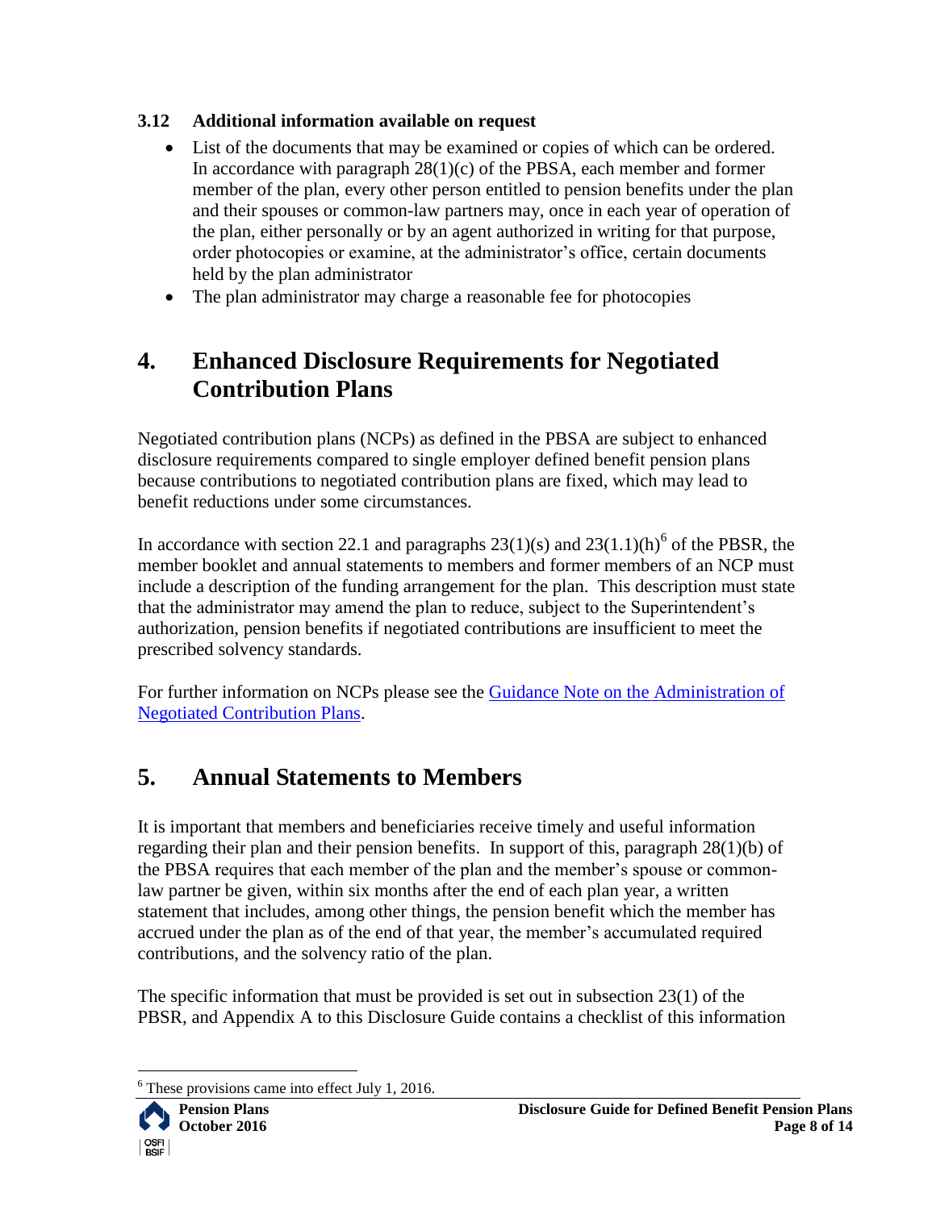### 3.12 Additional information available on request

- List of the documents that may be examined or copies of which can be ordered. In accordance with paragraph 28(1)(c) of the PBSA, each member and former member of the plan, every other person entitled to pension benefits under the plan and their spouses or common-law partners may, once in each year of operation of the plan, either personally or by an agent authorized in writing for that purpose, order photocopies or examine, at the administrator's office, certain documents held by the plan administrator
- The plan administrator may charge a reasonable fee for photocopies

## 4. Enhanced Disclosure Requirements for Negotiated Contribution Plans

Negotiated contribution plans (NCPs) as defined in the PBSA are subject to enhanced disclosure requirements compared to single employer defined benefit pension plans because contributions to negotiated contribution plans are fixed, which may lead to benefit reductions under some circumstances.

In accordance with section 22.1 and paragraphs 23(1)(s) and 23(1.1)(h)[6] of the PBSR, the member booklet and annual statements to members and former members of an NCP must include a description of the funding arrangement for the plan. This description must state that the administrator may amend the plan to reduce, subject to the Superintendent's authorization, pension benefits if negotiated contributions are insufficient to meet the prescribed solvency standards.

For further information on NCPs please see the [Guidance Note on the Administration of Negotiated Contribution Plans]().

## 5. Annual Statements to Members

It is important that members and beneficiaries receive timely and useful information regarding their plan and their pension benefits. In support of this, paragraph 28(1)(b) of the PBSA requires that each member of the plan and the member's spouse or common-law partner be given, within six months after the end of each plan year, a written statement that includes, among other things, the pension benefit which the member has accrued under the plan as of the end of that year, the member's accumulated required contributions, and the solvency ratio of the plan.

The specific information that must be provided is set out in subsection 23(1) of the PBSR, and Appendix A to this Disclosure Guide contains a checklist of this information

---

[6] These provisions came into effect July 1, 2016.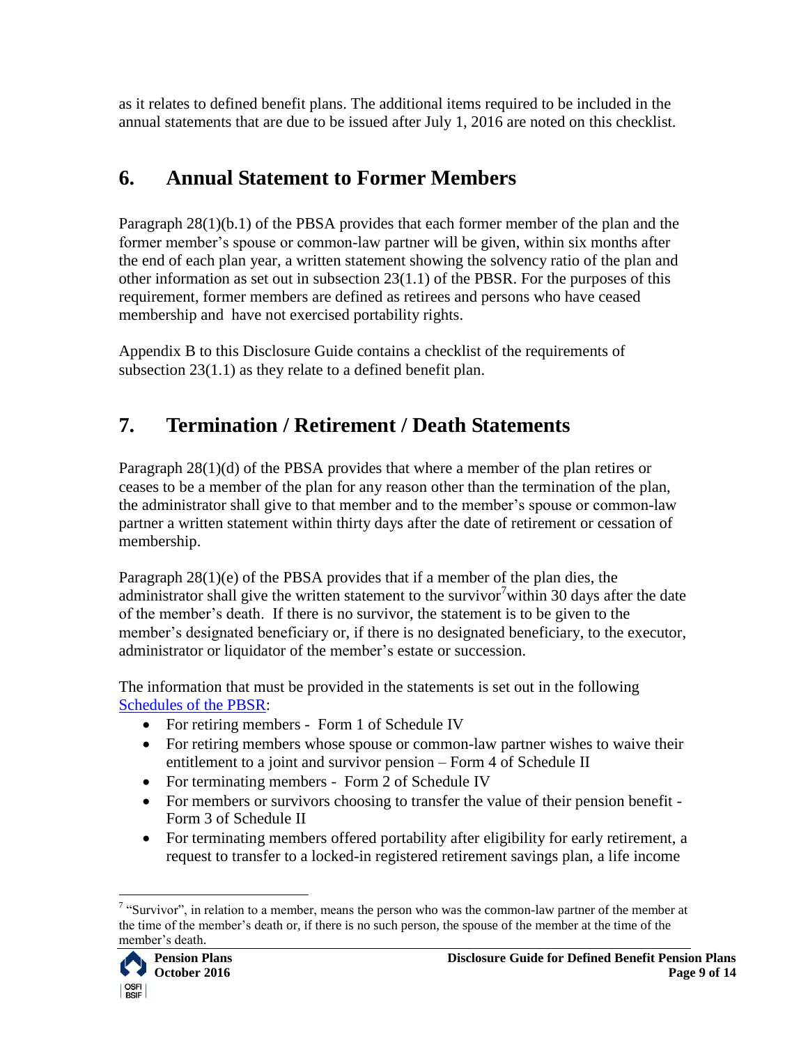as it relates to defined benefit plans. The additional items required to be included in the annual statements that are due to be issued after July 1, 2016 are noted on this checklist.

## 6. Annual Statement to Former Members

Paragraph 28(1)(b.1) of the PBSA provides that each former member of the plan and the former member's spouse or common-law partner will be given, within six months after the end of each plan year, a written statement showing the solvency ratio of the plan and other information as set out in subsection 23(1.1) of the PBSR. For the purposes of this requirement, former members are defined as retirees and persons who have ceased membership and have not exercised portability rights.

Appendix B to this Disclosure Guide contains a checklist of the requirements of subsection 23(1.1) as they relate to a defined benefit plan.

## 7. Termination / Retirement / Death Statements

Paragraph 28(1)(d) of the PBSA provides that where a member of the plan retires or ceases to be a member of the plan for any reason other than the termination of the plan, the administrator shall give to that member and to the member's spouse or common-law partner a written statement within thirty days after the date of retirement or cessation of membership.

Paragraph 28(1)(e) of the PBSA provides that if a member of the plan dies, the administrator shall give the written statement to the survivor[7] within 30 days after the date of the member's death. If there is no survivor, the statement is to be given to the member's designated beneficiary or, if there is no designated beneficiary, to the executor, administrator or liquidator of the member's estate or succession.

The information that must be provided in the statements is set out in the following Schedules of the PBSR:

- For retiring members - Form 1 of Schedule IV
- For retiring members whose spouse or common-law partner wishes to waive their entitlement to a joint and survivor pension – Form 4 of Schedule II
- For terminating members - Form 2 of Schedule IV
- For members or survivors choosing to transfer the value of their pension benefit - Form 3 of Schedule II
- For terminating members offered portability after eligibility for early retirement, a request to transfer to a locked-in registered retirement savings plan, a life income

[7] "Survivor", in relation to a member, means the person who was the common-law partner of the member at the time of the member's death or, if there is no such person, the spouse of the member at the time of the member's death.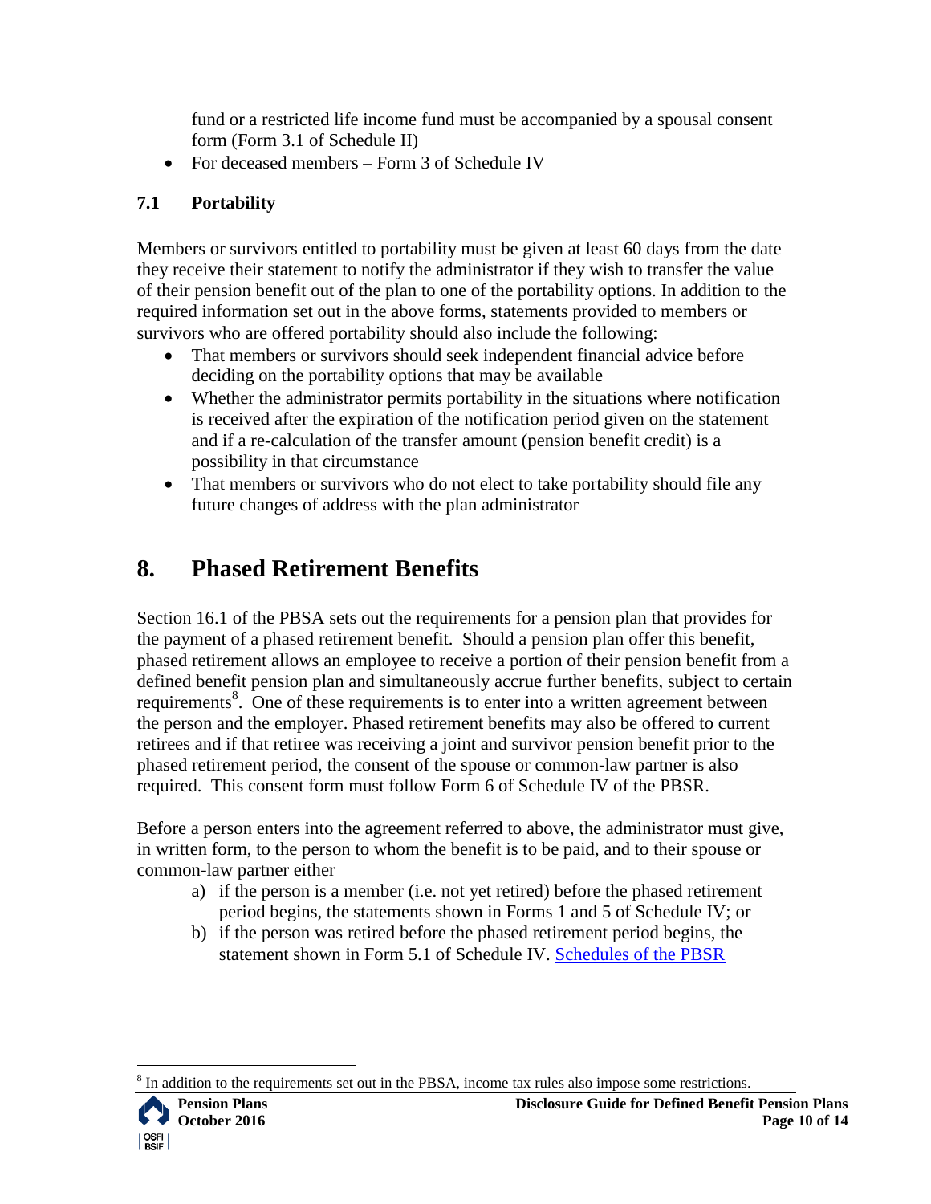fund or a restricted life income fund must be accompanied by a spousal consent form (Form 3.1 of Schedule II)

- For deceased members – Form 3 of Schedule IV

### 7.1 Portability

Members or survivors entitled to portability must be given at least 60 days from the date they receive their statement to notify the administrator if they wish to transfer the value of their pension benefit out of the plan to one of the portability options. In addition to the required information set out in the above forms, statements provided to members or survivors who are offered portability should also include the following:

- That members or survivors should seek independent financial advice before deciding on the portability options that may be available
- Whether the administrator permits portability in the situations where notification is received after the expiration of the notification period given on the statement and if a re-calculation of the transfer amount (pension benefit credit) is a possibility in that circumstance
- That members or survivors who do not elect to take portability should file any future changes of address with the plan administrator

## 8. Phased Retirement Benefits

Section 16.1 of the PBSA sets out the requirements for a pension plan that provides for the payment of a phased retirement benefit. Should a pension plan offer this benefit, phased retirement allows an employee to receive a portion of their pension benefit from a defined benefit pension plan and simultaneously accrue further benefits, subject to certain requirements[8]. One of these requirements is to enter into a written agreement between the person and the employer. Phased retirement benefits may also be offered to current retirees and if that retiree was receiving a joint and survivor pension benefit prior to the phased retirement period, the consent of the spouse or common-law partner is also required. This consent form must follow Form 6 of Schedule IV of the PBSR.

Before a person enters into the agreement referred to above, the administrator must give, in written form, to the person to whom the benefit is to be paid, and to their spouse or common-law partner either

a) if the person is a member (i.e. not yet retired) before the phased retirement period begins, the statements shown in Forms 1 and 5 of Schedule IV; or
b) if the person was retired before the phased retirement period begins, the statement shown in Form 5.1 of Schedule IV. Schedules of the PBSR

[8] In addition to the requirements set out in the PBSA, income tax rules also impose some restrictions.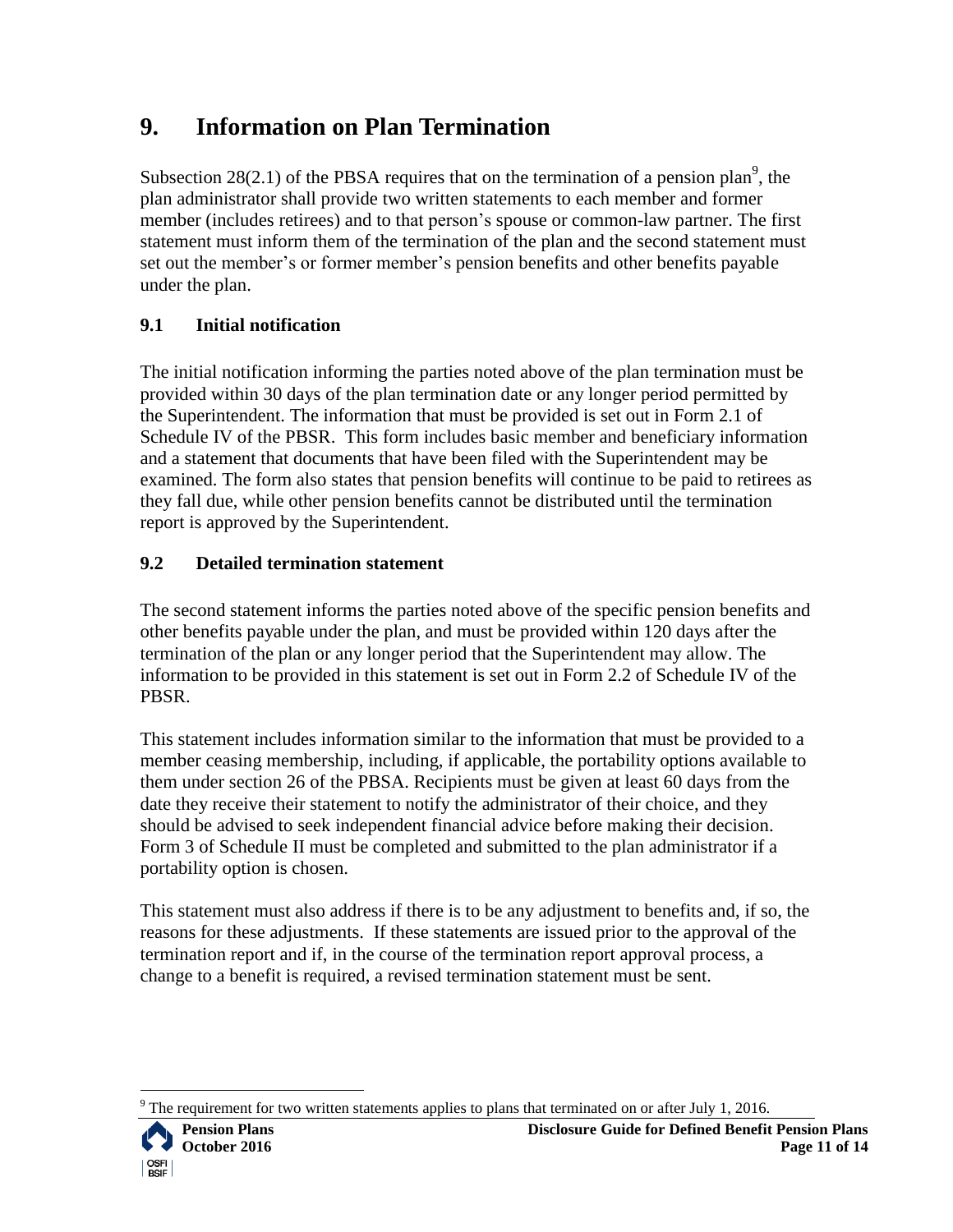# 9. Information on Plan Termination

Subsection 28(2.1) of the PBSA requires that on the termination of a pension plan[9], the plan administrator shall provide two written statements to each member and former member (includes retirees) and to that person's spouse or common-law partner. The first statement must inform them of the termination of the plan and the second statement must set out the member's or former member's pension benefits and other benefits payable under the plan.

## 9.1 Initial notification

The initial notification informing the parties noted above of the plan termination must be provided within 30 days of the plan termination date or any longer period permitted by the Superintendent. The information that must be provided is set out in Form 2.1 of Schedule IV of the PBSR. This form includes basic member and beneficiary information and a statement that documents that have been filed with the Superintendent may be examined. The form also states that pension benefits will continue to be paid to retirees as they fall due, while other pension benefits cannot be distributed until the termination report is approved by the Superintendent.

## 9.2 Detailed termination statement

The second statement informs the parties noted above of the specific pension benefits and other benefits payable under the plan, and must be provided within 120 days after the termination of the plan or any longer period that the Superintendent may allow. The information to be provided in this statement is set out in Form 2.2 of Schedule IV of the PBSR.

This statement includes information similar to the information that must be provided to a member ceasing membership, including, if applicable, the portability options available to them under section 26 of the PBSA. Recipients must be given at least 60 days from the date they receive their statement to notify the administrator of their choice, and they should be advised to seek independent financial advice before making their decision. Form 3 of Schedule II must be completed and submitted to the plan administrator if a portability option is chosen.

This statement must also address if there is to be any adjustment to benefits and, if so, the reasons for these adjustments. If these statements are issued prior to the approval of the termination report and if, in the course of the termination report approval process, a change to a benefit is required, a revised termination statement must be sent.

---

[9] The requirement for two written statements applies to plans that terminated on or after July 1, 2016.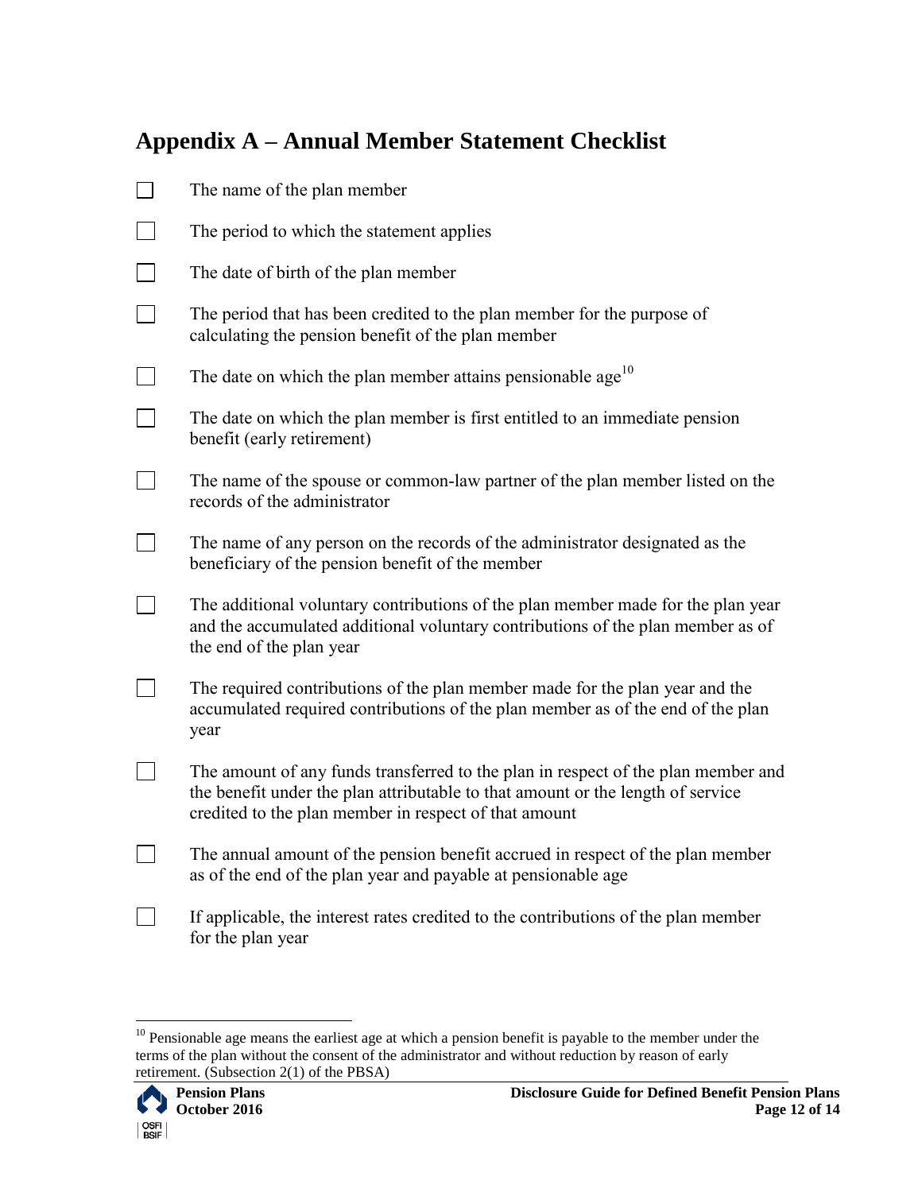## Appendix A – Annual Member Statement Checklist

- [ ] The name of the plan member
- [ ] The period to which the statement applies
- [ ] The date of birth of the plan member
- [ ] The period that has been credited to the plan member for the purpose of calculating the pension benefit of the plan member
- [ ] The date on which the plan member attains pensionable age[10]
- [ ] The date on which the plan member is first entitled to an immediate pension benefit (early retirement)
- [ ] The name of the spouse or common-law partner of the plan member listed on the records of the administrator
- [ ] The name of any person on the records of the administrator designated as the beneficiary of the pension benefit of the member
- [ ] The additional voluntary contributions of the plan member made for the plan year and the accumulated additional voluntary contributions of the plan member as of the end of the plan year
- [ ] The required contributions of the plan member made for the plan year and the accumulated required contributions of the plan member as of the end of the plan year
- [ ] The amount of any funds transferred to the plan in respect of the plan member and the benefit under the plan attributable to that amount or the length of service credited to the plan member in respect of that amount
- [ ] The annual amount of the pension benefit accrued in respect of the plan member as of the end of the plan year and payable at pensionable age
- [ ] If applicable, the interest rates credited to the contributions of the plan member for the plan year

---

[10] Pensionable age means the earliest age at which a pension benefit is payable to the member under the terms of the plan without the consent of the administrator and without reduction by reason of early retirement. (Subsection 2(1) of the PBSA)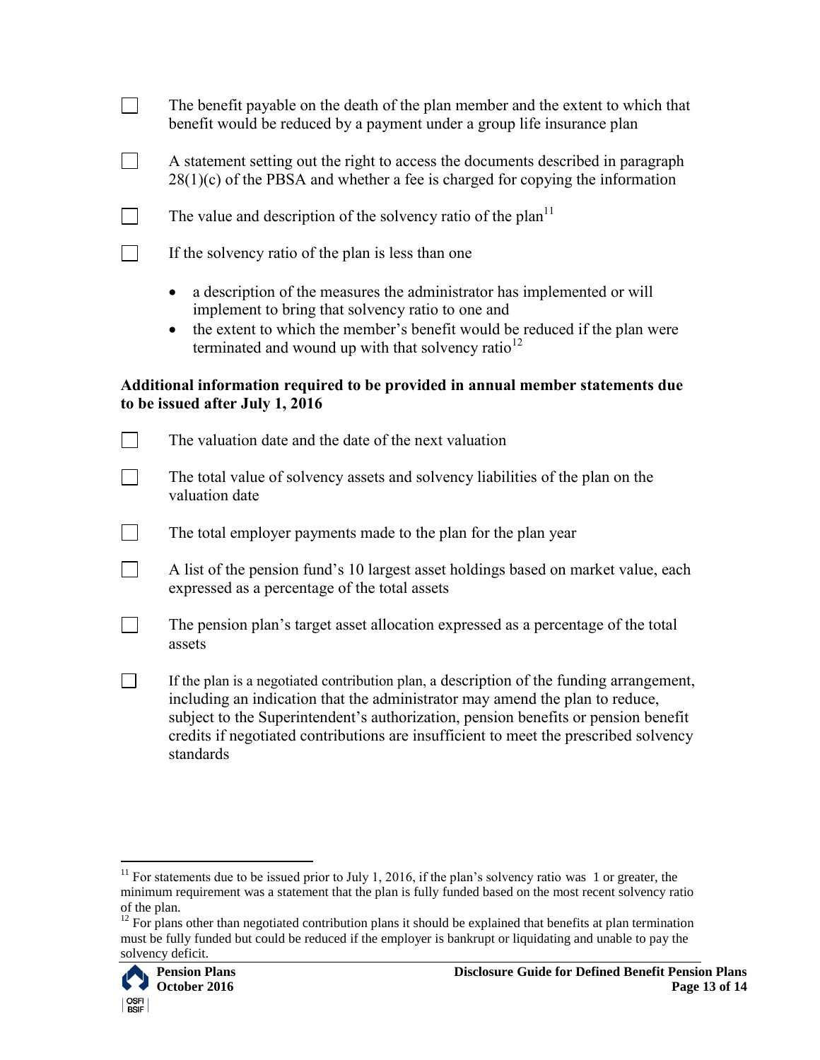- [ ] The benefit payable on the death of the plan member and the extent to which that benefit would be reduced by a payment under a group life insurance plan
- [ ] A statement setting out the right to access the documents described in paragraph 28(1)(c) of the PBSA and whether a fee is charged for copying the information
- [ ] The value and description of the solvency ratio of the plan[11]
- [ ] If the solvency ratio of the plan is less than one
    - a description of the measures the administrator has implemented or will implement to bring that solvency ratio to one and
    - the extent to which the member's benefit would be reduced if the plan were terminated and wound up with that solvency ratio[12]

**Additional information required to be provided in annual member statements due to be issued after July 1, 2016**

- [ ] The valuation date and the date of the next valuation
- [ ] The total value of solvency assets and solvency liabilities of the plan on the valuation date
- [ ] The total employer payments made to the plan for the plan year
- [ ] A list of the pension fund's 10 largest asset holdings based on market value, each expressed as a percentage of the total assets
- [ ] The pension plan's target asset allocation expressed as a percentage of the total assets
- [ ] If the plan is a negotiated contribution plan, a description of the funding arrangement, including an indication that the administrator may amend the plan to reduce, subject to the Superintendent's authorization, pension benefits or pension benefit credits if negotiated contributions are insufficient to meet the prescribed solvency standards

---

[11] For statements due to be issued prior to July 1, 2016, if the plan's solvency ratio was 1 or greater, the minimum requirement was a statement that the plan is fully funded based on the most recent solvency ratio of the plan.

[12] For plans other than negotiated contribution plans it should be explained that benefits at plan termination must be fully funded but could be reduced if the employer is bankrupt or liquidating and unable to pay the solvency deficit.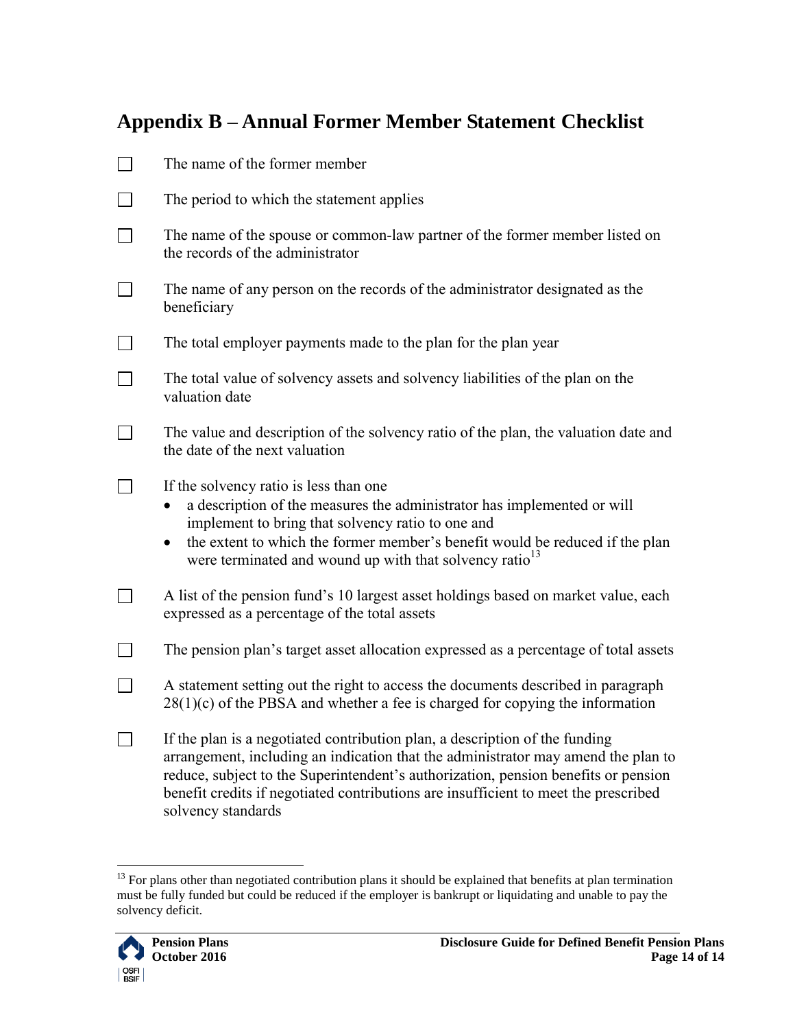## Appendix B – Annual Former Member Statement Checklist

- [ ] The name of the former member
- [ ] The period to which the statement applies
- [ ] The name of the spouse or common-law partner of the former member listed on the records of the administrator
- [ ] The name of any person on the records of the administrator designated as the beneficiary
- [ ] The total employer payments made to the plan for the plan year
- [ ] The total value of solvency assets and solvency liabilities of the plan on the valuation date
- [ ] The value and description of the solvency ratio of the plan, the valuation date and the date of the next valuation
- [ ] If the solvency ratio is less than one
    - a description of the measures the administrator has implemented or will implement to bring that solvency ratio to one and
    - the extent to which the former member's benefit would be reduced if the plan were terminated and wound up with that solvency ratio[13]
- [ ] A list of the pension fund's 10 largest asset holdings based on market value, each expressed as a percentage of the total assets
- [ ] The pension plan's target asset allocation expressed as a percentage of total assets
- [ ] A statement setting out the right to access the documents described in paragraph 28(1)(c) of the PBSA and whether a fee is charged for copying the information
- [ ] If the plan is a negotiated contribution plan, a description of the funding arrangement, including an indication that the administrator may amend the plan to reduce, subject to the Superintendent's authorization, pension benefits or pension benefit credits if negotiated contributions are insufficient to meet the prescribed solvency standards

---

[13] For plans other than negotiated contribution plans it should be explained that benefits at plan termination must be fully funded but could be reduced if the employer is bankrupt or liquidating and unable to pay the solvency deficit.